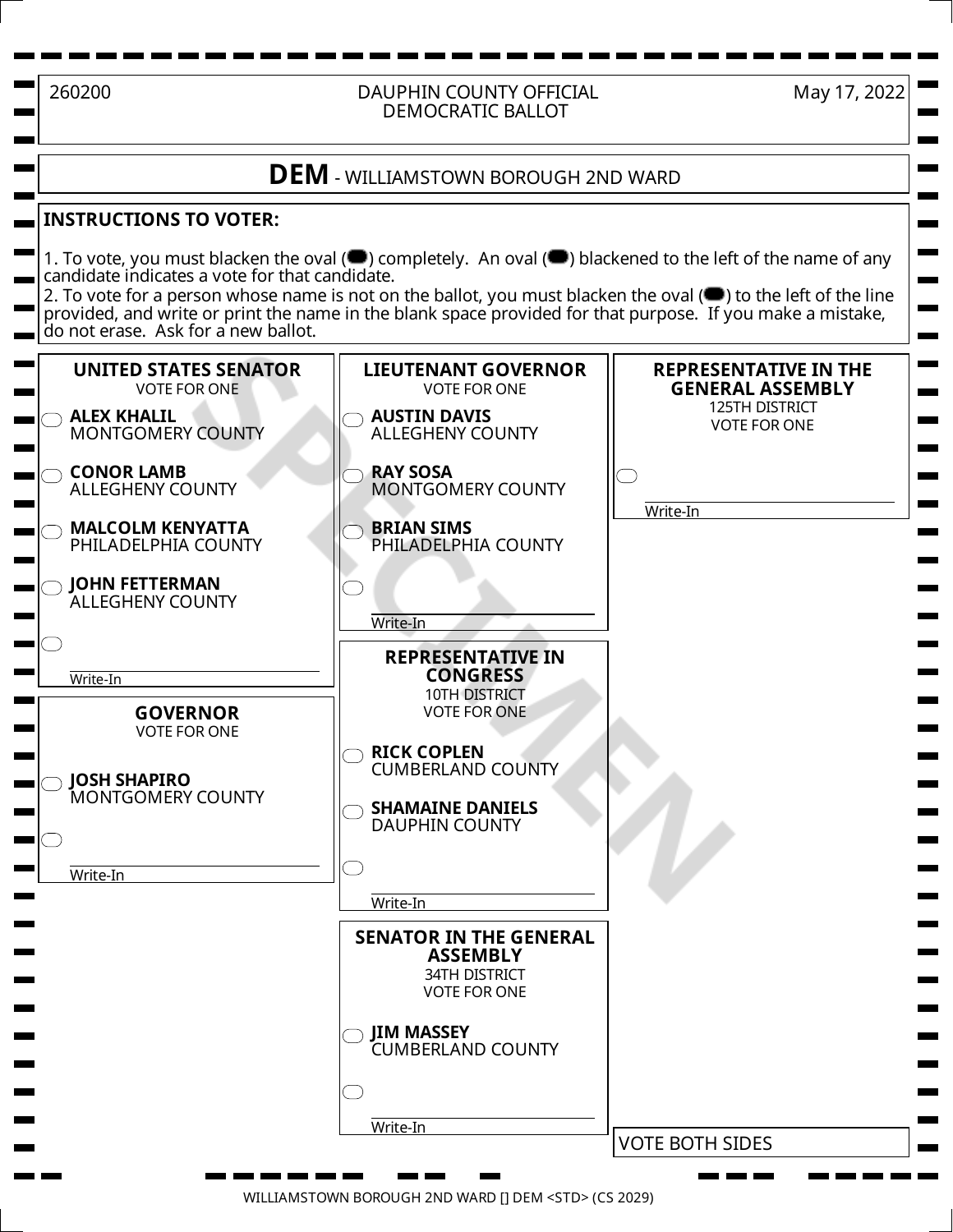260200

DAUPHIN COUNTY OFFICIAL
DEMOCRATIC BALLOT

May 17, 2022

# DEM - WILLIAMSTOWN BOROUGH 2ND WARD

**INSTRUCTIONS TO VOTER:**

1. To vote, you must blacken the oval (⬬) completely. An oval (⬬) blackened to the left of the name of any candidate indicates a vote for that candidate.
2. To vote for a person whose name is not on the ballot, you must blacken the oval (⬬) to the left of the line provided, and write or print the name in the blank space provided for that purpose. If you make a mistake, do not erase. Ask for a new ballot.

## UNITED STATES SENATOR
VOTE FOR ONE

- ⬭ **ALEX KHALIL** MONTGOMERY COUNTY
- ⬭ **CONOR LAMB** ALLEGHENY COUNTY
- ⬭ **MALCOLM KENYATTA** PHILADELPHIA COUNTY
- ⬭ **JOHN FETTERMAN** ALLEGHENY COUNTY
- ⬭ ____________ Write-In

## GOVERNOR
VOTE FOR ONE

- ⬭ **JOSH SHAPIRO** MONTGOMERY COUNTY
- ⬭ ____________ Write-In

## LIEUTENANT GOVERNOR
VOTE FOR ONE

- ⬭ **AUSTIN DAVIS** ALLEGHENY COUNTY
- ⬭ **RAY SOSA** MONTGOMERY COUNTY
- ⬭ **BRIAN SIMS** PHILADELPHIA COUNTY
- ⬭ ____________ Write-In

## REPRESENTATIVE IN CONGRESS
10TH DISTRICT
VOTE FOR ONE

- ⬭ **RICK COPLEN** CUMBERLAND COUNTY
- ⬭ **SHAMAINE DANIELS** DAUPHIN COUNTY
- ⬭ ____________ Write-In

## SENATOR IN THE GENERAL ASSEMBLY
34TH DISTRICT
VOTE FOR ONE

- ⬭ **JIM MASSEY** CUMBERLAND COUNTY
- ⬭ ____________ Write-In

## REPRESENTATIVE IN THE GENERAL ASSEMBLY
125TH DISTRICT
VOTE FOR ONE

- ⬭ ____________ Write-In

VOTE BOTH SIDES

WILLIAMSTOWN BOROUGH 2ND WARD [] DEM <STD> (CS 2029)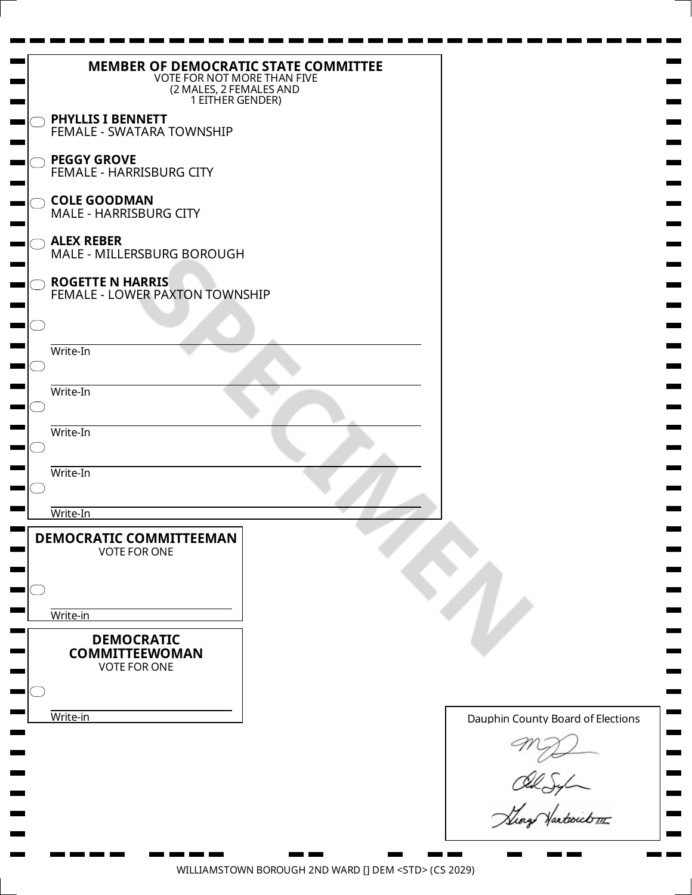## MEMBER OF DEMOCRATIC STATE COMMITTEE

VOTE FOR NOT MORE THAN FIVE
(2 MALES, 2 FEMALES AND
1 EITHER GENDER)

- **PHYLLIS I BENNETT**
  FEMALE - SWATARA TOWNSHIP
- **PEGGY GROVE**
  FEMALE - HARRISBURG CITY
- **COLE GOODMAN**
  MALE - HARRISBURG CITY
- **ALEX REBER**
  MALE - MILLERSBURG BOROUGH
- **ROGETTE N HARRIS**
  FEMALE - LOWER PAXTON TOWNSHIP
- Write-In
- Write-In
- Write-In
- Write-In
- Write-In

## DEMOCRATIC COMMITTEEMAN

VOTE FOR ONE

- Write-in

## DEMOCRATIC COMMITTEEWOMAN

VOTE FOR ONE

- Write-in

SPECIMEN

Dauphin County Board of Elections

WILLIAMSTOWN BOROUGH 2ND WARD [] DEM <STD> (CS 2029)